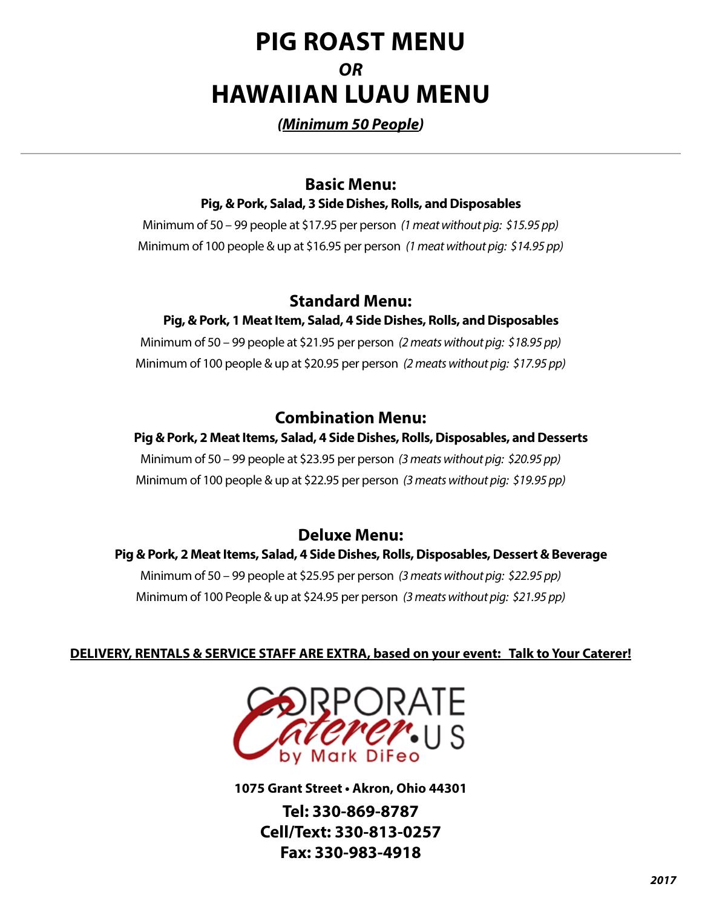# PIG ROAST MENU

***OR***

# HAWAIIAN LUAU MENU

***(Minimum 50 People)***

---

## Basic Menu:

**Pig, & Pork, Salad, 3 Side Dishes, Rolls, and Disposables**

Minimum of 50 – 99 people at $17.95 per person *(1 meat without pig: $15.95 pp)*

Minimum of 100 people & up at $16.95 per person *(1 meat without pig: $14.95 pp)*

## Standard Menu:

**Pig, & Pork, 1 Meat Item, Salad, 4 Side Dishes, Rolls, and Disposables**

Minimum of 50 – 99 people at $21.95 per person *(2 meats without pig: $18.95 pp)*

Minimum of 100 people & up at $20.95 per person *(2 meats without pig: $17.95 pp)*

## Combination Menu:

**Pig & Pork, 2 Meat Items, Salad, 4 Side Dishes, Rolls, Disposables, and Desserts**

Minimum of 50 – 99 people at $23.95 per person *(3 meats without pig: $20.95 pp)*

Minimum of 100 people & up at $22.95 per person *(3 meats without pig: $19.95 pp)*

## Deluxe Menu:

**Pig & Pork, 2 Meat Items, Salad, 4 Side Dishes, Rolls, Disposables, Dessert & Beverage**

Minimum of 50 – 99 people at $25.95 per person *(3 meats without pig: $22.95 pp)*

Minimum of 100 People & up at $24.95 per person *(3 meats without pig: $21.95 pp)*

**DELIVERY, RENTALS & SERVICE STAFF ARE EXTRA, based on your event: Talk to Your Caterer!**

CORPORATE Caterer.US by Mark DiFeo

**1075 Grant Street • Akron, Ohio 44301**

**Tel: 330-869-8787**
**Cell/Text: 330-813-0257**
**Fax: 330-983-4918**

***2017***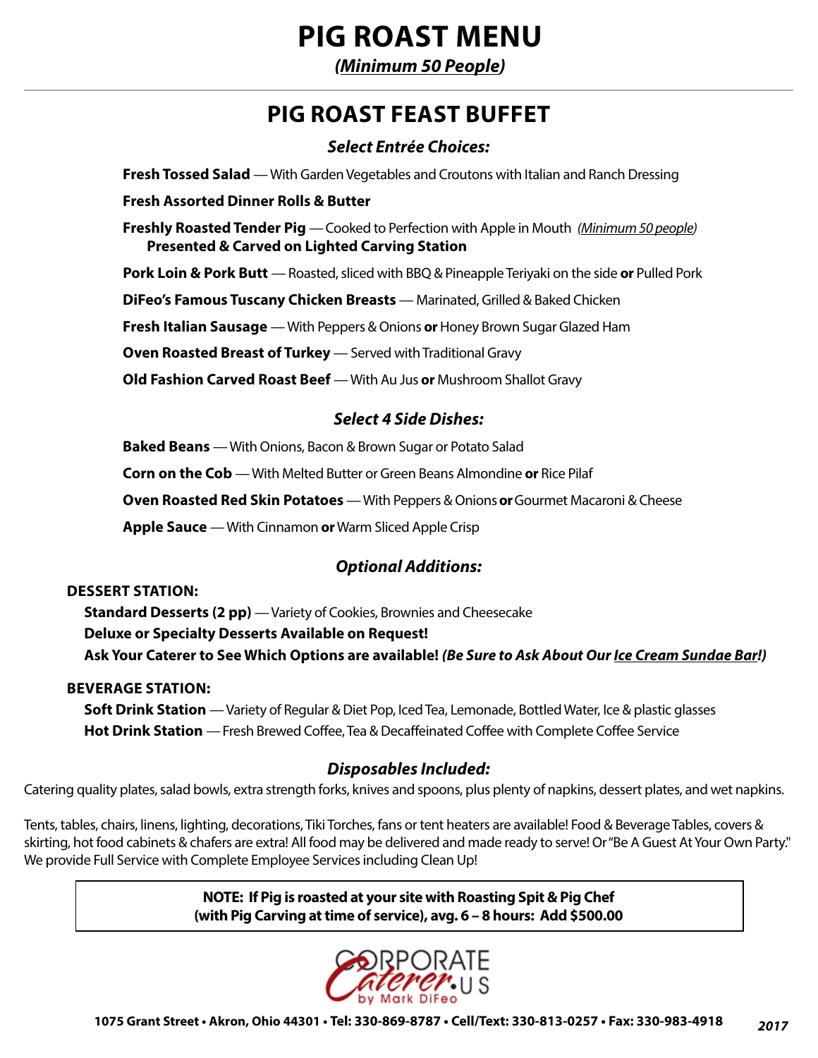# PIG ROAST MENU

***(Minimum 50 People)***

## PIG ROAST FEAST BUFFET

### *Select Entrée Choices:*

**Fresh Tossed Salad** — With Garden Vegetables and Croutons with Italian and Ranch Dressing

**Fresh Assorted Dinner Rolls & Butter**

**Freshly Roasted Tender Pig** — Cooked to Perfection with Apple in Mouth *(Minimum 50 people)*
**Presented & Carved on Lighted Carving Station**

**Pork Loin & Pork Butt** — Roasted, sliced with BBQ & Pineapple Teriyaki on the side **or** Pulled Pork

**DiFeo's Famous Tuscany Chicken Breasts** — Marinated, Grilled & Baked Chicken

**Fresh Italian Sausage** — With Peppers & Onions **or** Honey Brown Sugar Glazed Ham

**Oven Roasted Breast of Turkey** — Served with Traditional Gravy

**Old Fashion Carved Roast Beef** — With Au Jus **or** Mushroom Shallot Gravy

### *Select 4 Side Dishes:*

**Baked Beans** — With Onions, Bacon & Brown Sugar or Potato Salad

**Corn on the Cob** — With Melted Butter or Green Beans Almondine **or** Rice Pilaf

**Oven Roasted Red Skin Potatoes** — With Peppers & Onions **or** Gourmet Macaroni & Cheese

**Apple Sauce** — With Cinnamon **or** Warm Sliced Apple Crisp

### *Optional Additions:*

**DESSERT STATION:**

**Standard Desserts (2 pp)** — Variety of Cookies, Brownies and Cheesecake
**Deluxe or Specialty Desserts Available on Request!**
**Ask Your Caterer to See Which Options are available!** ***(Be Sure to Ask About Our Ice Cream Sundae Bar!)***

**BEVERAGE STATION:**

**Soft Drink Station** — Variety of Regular & Diet Pop, Iced Tea, Lemonade, Bottled Water, Ice & plastic glasses
**Hot Drink Station** — Fresh Brewed Coffee, Tea & Decaffeinated Coffee with Complete Coffee Service

### *Disposables Included:*

Catering quality plates, salad bowls, extra strength forks, knives and spoons, plus plenty of napkins, dessert plates, and wet napkins.

Tents, tables, chairs, linens, lighting, decorations, Tiki Torches, fans or tent heaters are available! Food & Beverage Tables, covers & skirting, hot food cabinets & chafers are extra! All food may be delivered and made ready to serve! Or "Be A Guest At Your Own Party." We provide Full Service with Complete Employee Services including Clean Up!

**NOTE: If Pig is roasted at your site with Roasting Spit & Pig Chef (with Pig Carving at time of service), avg. 6 – 8 hours: Add $500.00**

CORPORATE Caterer.US by Mark DiFeo

**1075 Grant Street • Akron, Ohio 44301 • Tel: 330-869-8787 • Cell/Text: 330-813-0257 • Fax: 330-983-4918** ***2017***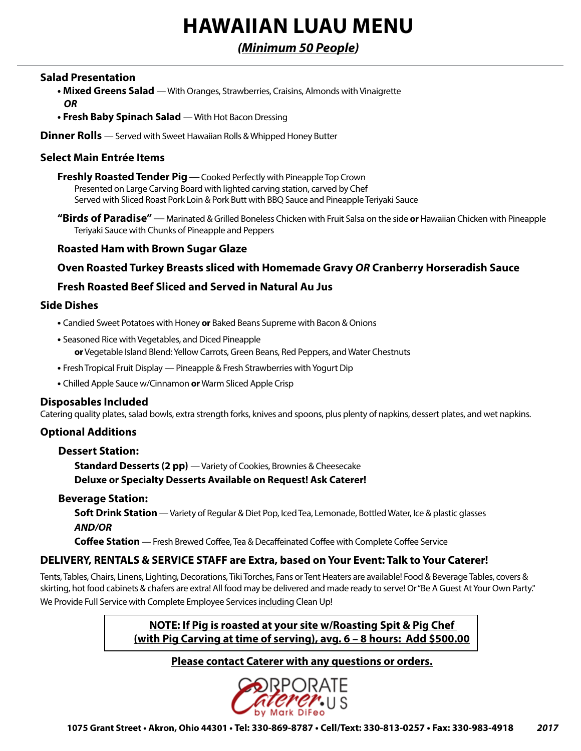# HAWAIIAN LUAU MENU

***(Minimum 50 People)***

### Salad Presentation

- **Mixed Greens Salad** — With Oranges, Strawberries, Craisins, Almonds with Vinaigrette

  ***OR***

- **Fresh Baby Spinach Salad** — With Hot Bacon Dressing

**Dinner Rolls** — Served with Sweet Hawaiian Rolls & Whipped Honey Butter

### Select Main Entrée Items

**Freshly Roasted Tender Pig** — Cooked Perfectly with Pineapple Top Crown
Presented on Large Carving Board with lighted carving station, carved by Chef
Served with Sliced Roast Pork Loin & Pork Butt with BBQ Sauce and Pineapple Teriyaki Sauce

**"Birds of Paradise"** — Marinated & Grilled Boneless Chicken with Fruit Salsa on the side **or** Hawaiian Chicken with Pineapple Teriyaki Sauce with Chunks of Pineapple and Peppers

**Roasted Ham with Brown Sugar Glaze**

**Oven Roasted Turkey Breasts sliced with Homemade Gravy *OR* Cranberry Horseradish Sauce**

**Fresh Roasted Beef Sliced and Served in Natural Au Jus**

### Side Dishes

- Candied Sweet Potatoes with Honey **or** Baked Beans Supreme with Bacon & Onions
- Seasoned Rice with Vegetables, and Diced Pineapple
  **or** Vegetable Island Blend: Yellow Carrots, Green Beans, Red Peppers, and Water Chestnuts
- Fresh Tropical Fruit Display — Pineapple & Fresh Strawberries with Yogurt Dip
- Chilled Apple Sauce w/Cinnamon **or** Warm Sliced Apple Crisp

### Disposables Included

Catering quality plates, salad bowls, extra strength forks, knives and spoons, plus plenty of napkins, dessert plates, and wet napkins.

### Optional Additions

**Dessert Station:**

**Standard Desserts (2 pp)** — Variety of Cookies, Brownies & Cheesecake

**Deluxe or Specialty Desserts Available on Request! Ask Caterer!**

**Beverage Station:**

**Soft Drink Station** — Variety of Regular & Diet Pop, Iced Tea, Lemonade, Bottled Water, Ice & plastic glasses

***AND/OR***

**Coffee Station** — Fresh Brewed Coffee, Tea & Decaffeinated Coffee with Complete Coffee Service

**DELIVERY, RENTALS & SERVICE STAFF are Extra, based on Your Event: Talk to Your Caterer!**

Tents, Tables, Chairs, Linens, Lighting, Decorations, Tiki Torches, Fans or Tent Heaters are available! Food & Beverage Tables, covers & skirting, hot food cabinets & chafers are extra! All food may be delivered and made ready to serve! Or "Be A Guest At Your Own Party." We Provide Full Service with Complete Employee Services including Clean Up!

**NOTE: If Pig is roasted at your site w/Roasting Spit & Pig Chef (with Pig Carving at time of serving), avg. 6 – 8 hours: Add $500.00**

**Please contact Caterer with any questions or orders.**

CORPORATE Caterer.US by Mark DiFeo

**1075 Grant Street • Akron, Ohio 44301 • Tel: 330-869-8787 • Cell/Text: 330-813-0257 • Fax: 330-983-4918** ***2017***